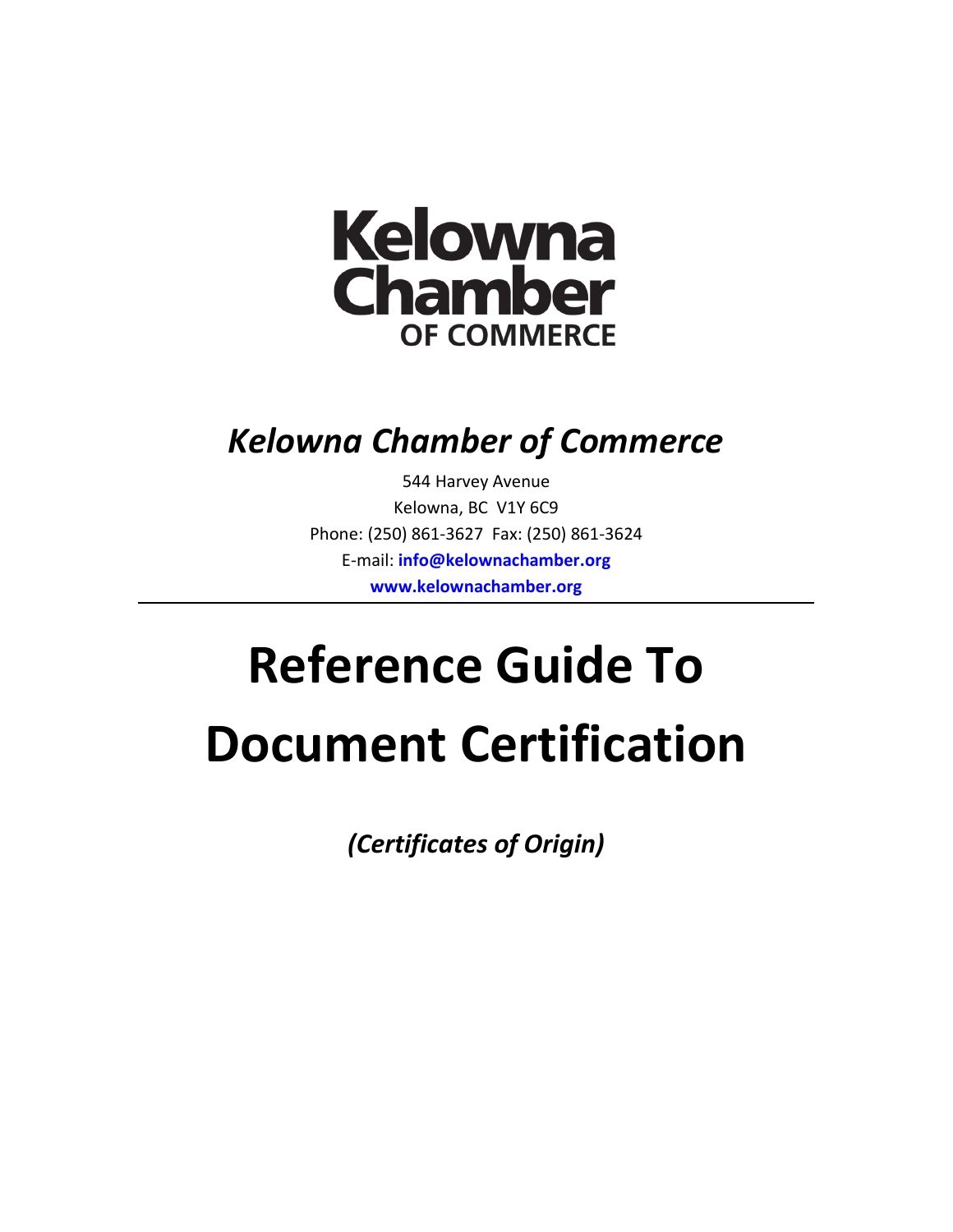Kelowna Chamber OF COMMERCE

## *Kelowna Chamber of Commerce*

544 Harvey Avenue
Kelowna, BC V1Y 6C9
Phone: (250) 861-3627 Fax: (250) 861-3624
E-mail: **info@kelownachamber.org**
**www.kelownachamber.org**

---

# Reference Guide To Document Certification

***(Certificates of Origin)***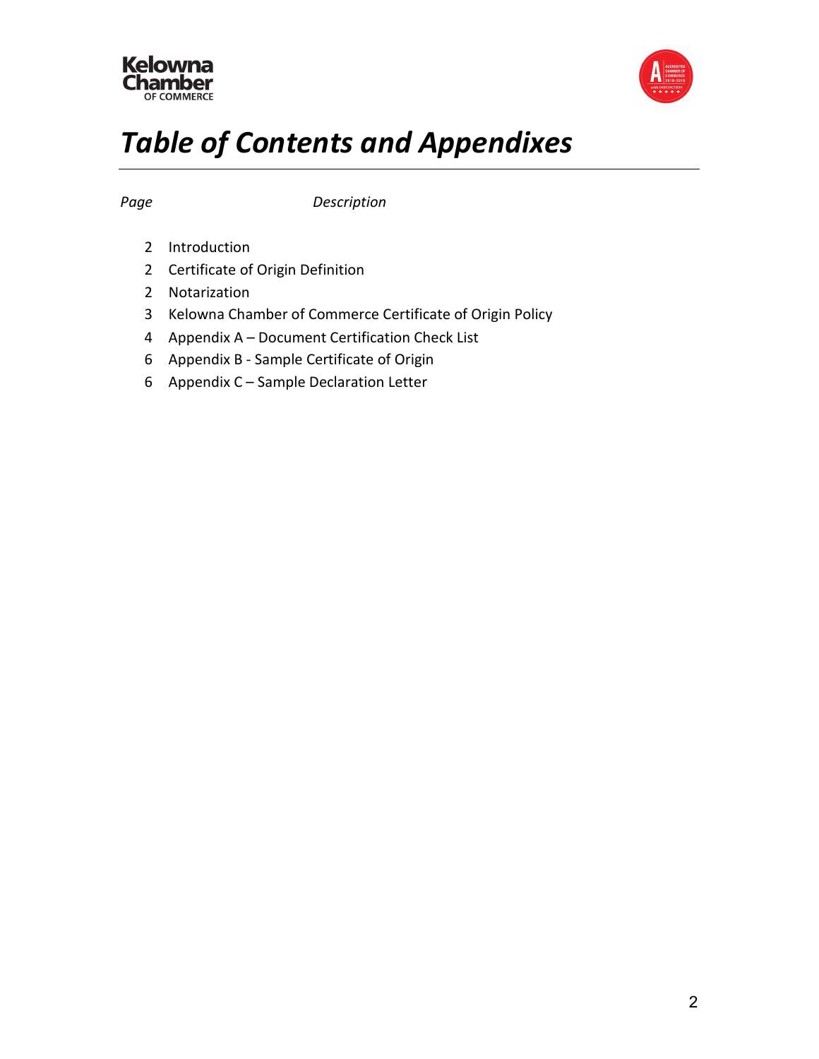# *Table of Contents and Appendixes*

| *Page* | *Description* |
| --- | --- |
| 2 | Introduction |
| 2 | Certificate of Origin Definition |
| 2 | Notarization |
| 3 | Kelowna Chamber of Commerce Certificate of Origin Policy |
| 4 | Appendix A – Document Certification Check List |
| 6 | Appendix B - Sample Certificate of Origin |
| 6 | Appendix C – Sample Declaration Letter |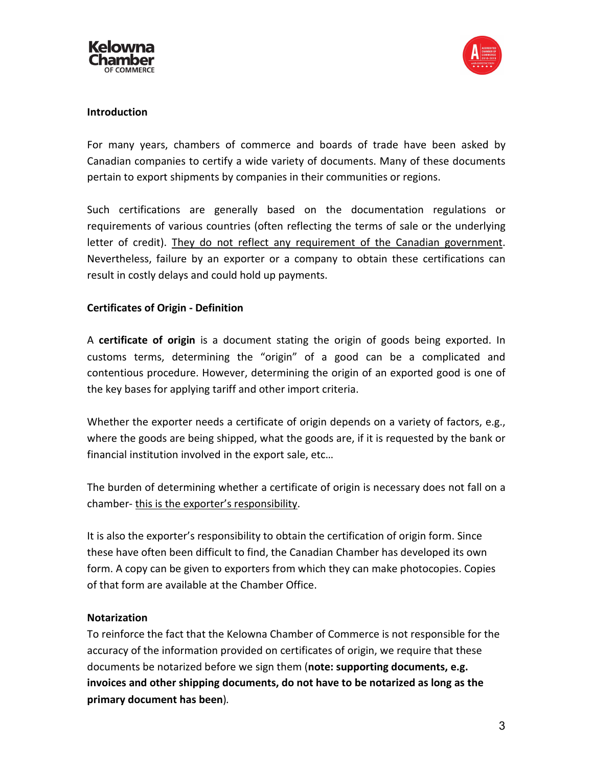## Introduction

For many years, chambers of commerce and boards of trade have been asked by Canadian companies to certify a wide variety of documents. Many of these documents pertain to export shipments by companies in their communities or regions.

Such certifications are generally based on the documentation regulations or requirements of various countries (often reflecting the terms of sale or the underlying letter of credit). They do not reflect any requirement of the Canadian government. Nevertheless, failure by an exporter or a company to obtain these certifications can result in costly delays and could hold up payments.

## Certificates of Origin - Definition

A **certificate of origin** is a document stating the origin of goods being exported. In customs terms, determining the "origin" of a good can be a complicated and contentious procedure. However, determining the origin of an exported good is one of the key bases for applying tariff and other import criteria.

Whether the exporter needs a certificate of origin depends on a variety of factors, e.g., where the goods are being shipped, what the goods are, if it is requested by the bank or financial institution involved in the export sale, etc…

The burden of determining whether a certificate of origin is necessary does not fall on a chamber- this is the exporter's responsibility.

It is also the exporter's responsibility to obtain the certification of origin form. Since these have often been difficult to find, the Canadian Chamber has developed its own form. A copy can be given to exporters from which they can make photocopies. Copies of that form are available at the Chamber Office.

## Notarization

To reinforce the fact that the Kelowna Chamber of Commerce is not responsible for the accuracy of the information provided on certificates of origin, we require that these documents be notarized before we sign them (**note: supporting documents, e.g. invoices and other shipping documents, do not have to be notarized as long as the primary document has been**).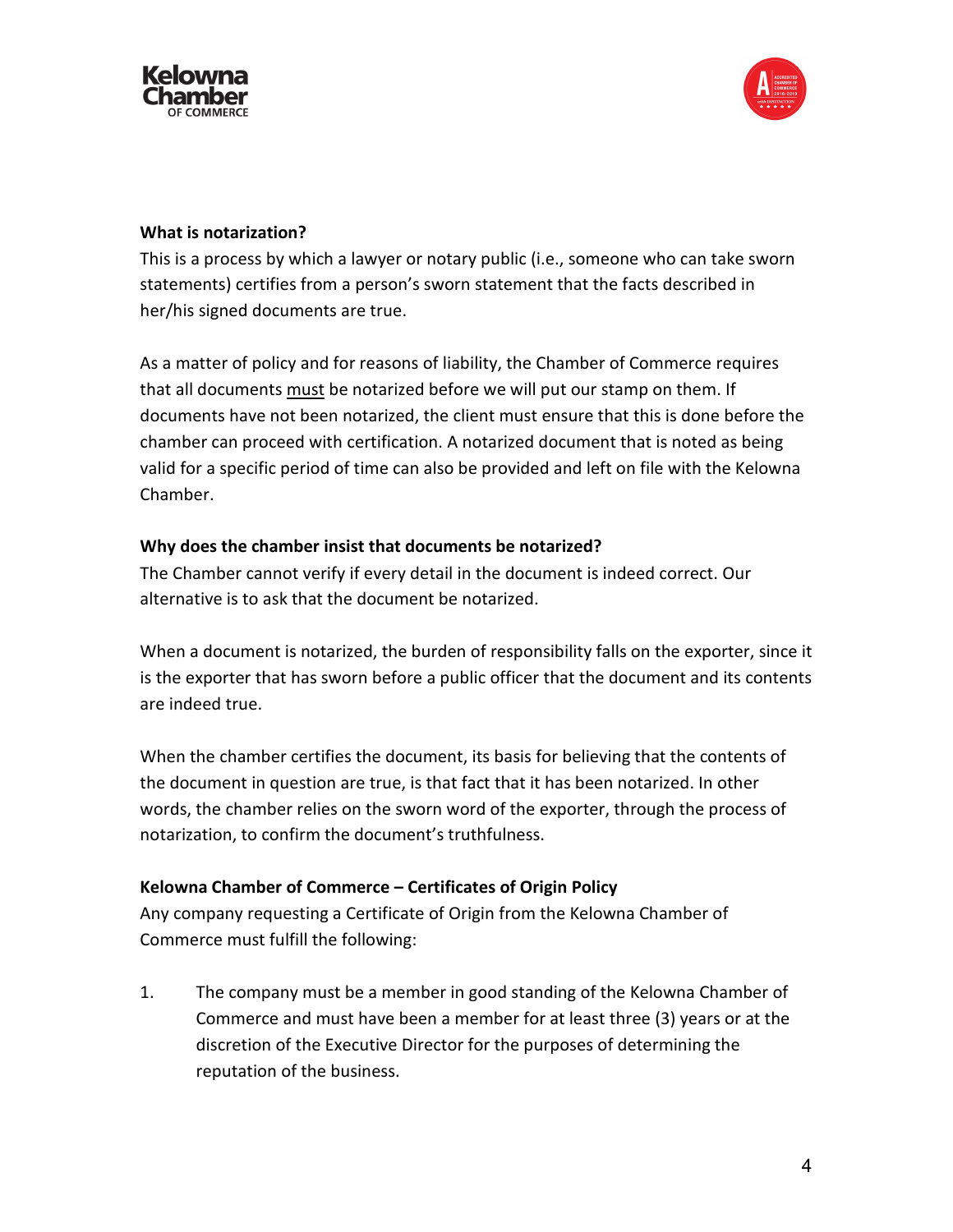**What is notarization?**

This is a process by which a lawyer or notary public (i.e., someone who can take sworn statements) certifies from a person's sworn statement that the facts described in her/his signed documents are true.

As a matter of policy and for reasons of liability, the Chamber of Commerce requires that all documents <u>must</u> be notarized before we will put our stamp on them. If documents have not been notarized, the client must ensure that this is done before the chamber can proceed with certification. A notarized document that is noted as being valid for a specific period of time can also be provided and left on file with the Kelowna Chamber.

**Why does the chamber insist that documents be notarized?**

The Chamber cannot verify if every detail in the document is indeed correct. Our alternative is to ask that the document be notarized.

When a document is notarized, the burden of responsibility falls on the exporter, since it is the exporter that has sworn before a public officer that the document and its contents are indeed true.

When the chamber certifies the document, its basis for believing that the contents of the document in question are true, is that fact that it has been notarized. In other words, the chamber relies on the sworn word of the exporter, through the process of notarization, to confirm the document's truthfulness.

**Kelowna Chamber of Commerce – Certificates of Origin Policy**

Any company requesting a Certificate of Origin from the Kelowna Chamber of Commerce must fulfill the following:

1. The company must be a member in good standing of the Kelowna Chamber of Commerce and must have been a member for at least three (3) years or at the discretion of the Executive Director for the purposes of determining the reputation of the business.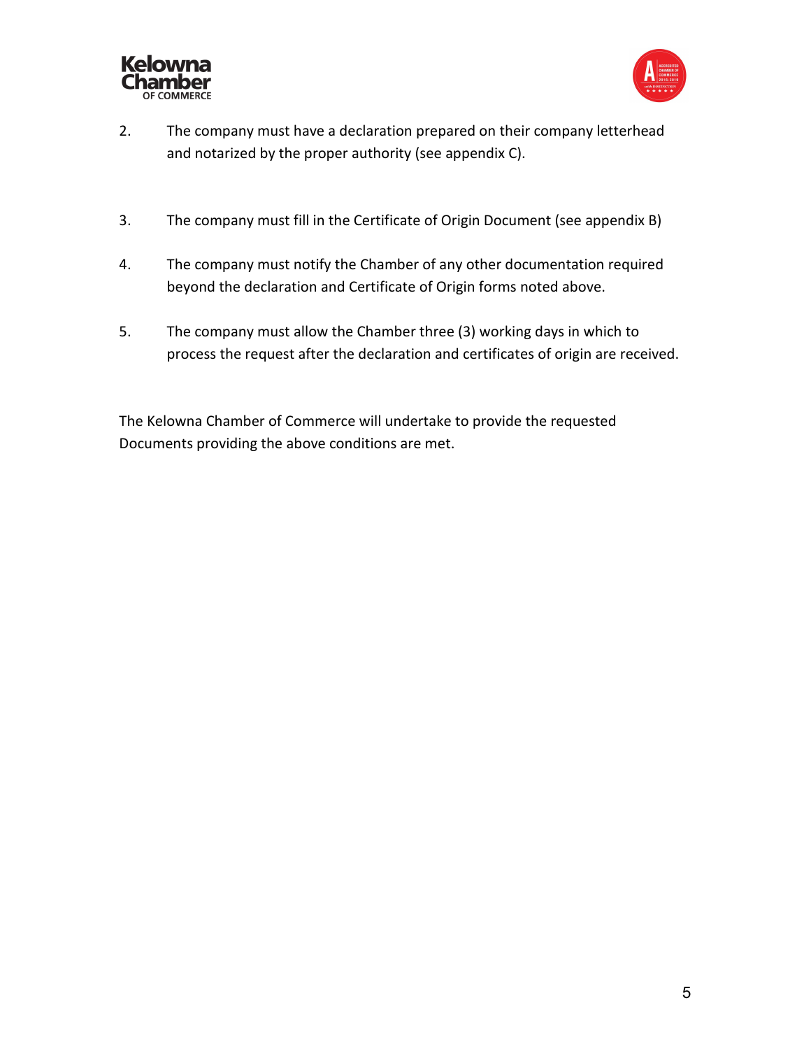2. The company must have a declaration prepared on their company letterhead and notarized by the proper authority (see appendix C).

3. The company must fill in the Certificate of Origin Document (see appendix B)

4. The company must notify the Chamber of any other documentation required beyond the declaration and Certificate of Origin forms noted above.

5. The company must allow the Chamber three (3) working days in which to process the request after the declaration and certificates of origin are received.

The Kelowna Chamber of Commerce will undertake to provide the requested Documents providing the above conditions are met.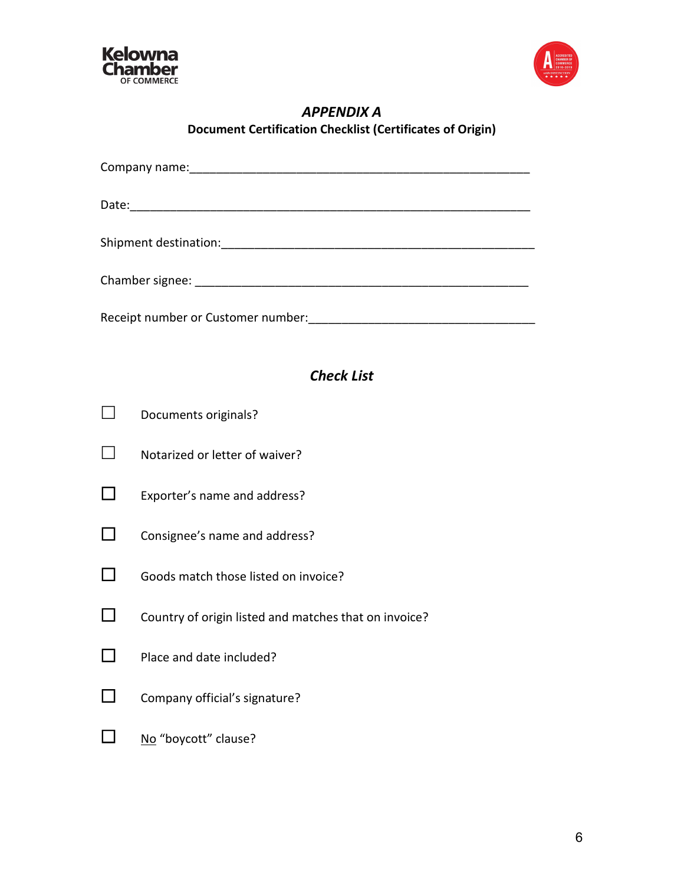Kelowna Chamber OF COMMERCE

# *APPENDIX A*

## Document Certification Checklist (Certificates of Origin)

Company name:\_\_\_\_\_\_\_\_\_\_\_\_\_\_\_\_\_\_\_\_\_\_\_\_\_\_\_\_\_\_\_\_\_\_\_\_\_\_\_\_\_\_\_\_\_\_\_\_\_\_

Date:\_\_\_\_\_\_\_\_\_\_\_\_\_\_\_\_\_\_\_\_\_\_\_\_\_\_\_\_\_\_\_\_\_\_\_\_\_\_\_\_\_\_\_\_\_\_\_\_\_\_\_\_\_\_\_\_\_\_

Shipment destination:\_\_\_\_\_\_\_\_\_\_\_\_\_\_\_\_\_\_\_\_\_\_\_\_\_\_\_\_\_\_\_\_\_\_\_\_\_\_\_\_\_\_\_\_\_

Chamber signee: \_\_\_\_\_\_\_\_\_\_\_\_\_\_\_\_\_\_\_\_\_\_\_\_\_\_\_\_\_\_\_\_\_\_\_\_\_\_\_\_\_\_\_\_\_\_\_\_\_

Receipt number or Customer number:\_\_\_\_\_\_\_\_\_\_\_\_\_\_\_\_\_\_\_\_\_\_\_\_\_\_\_\_\_\_\_\_\_

### *Check List*

- ☐ Documents originals?
- ☐ Notarized or letter of waiver?
- ☐ Exporter's name and address?
- ☐ Consignee's name and address?
- ☐ Goods match those listed on invoice?
- ☐ Country of origin listed and matches that on invoice?
- ☐ Place and date included?
- ☐ Company official's signature?
- ☐ <u>No</u> "boycott" clause?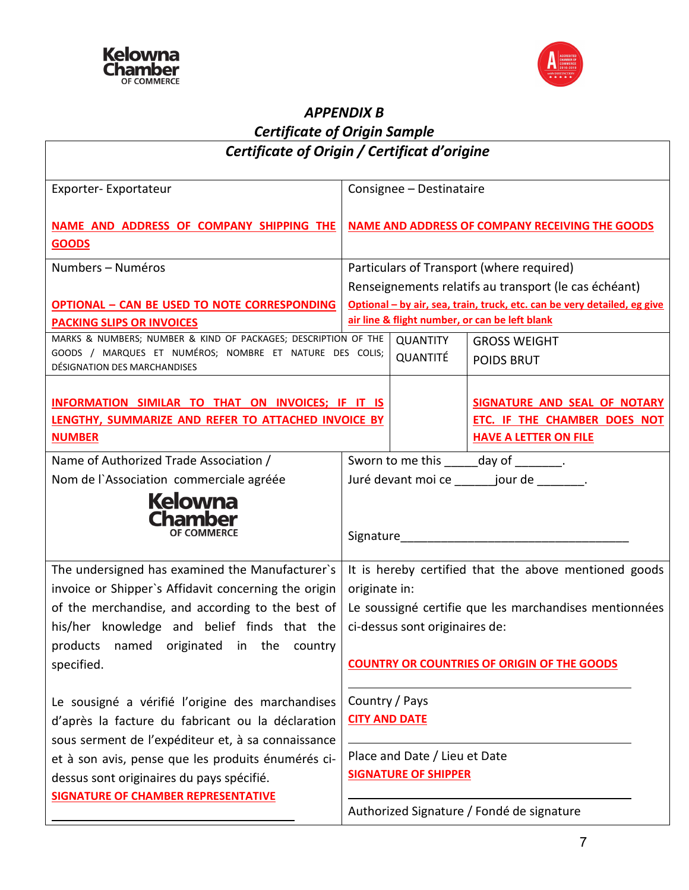### *APPENDIX B*

### *Certificate of Origin Sample*

| ***Certificate of Origin / Certificat d'origine*** | | | |
|---|---|---|---|
| Exporter- Exportateur<br><br>**NAME AND ADDRESS OF COMPANY SHIPPING THE GOODS** | | Consignee – Destinataire<br><br>**NAME AND ADDRESS OF COMPANY RECEIVING THE GOODS** | |
| Numbers – Numéros<br><br>**OPTIONAL – CAN BE USED TO NOTE CORRESPONDING PACKING SLIPS OR INVOICES** | | Particulars of Transport (where required)<br>Renseignements relatifs au transport (le cas échéant)<br>**Optional – by air, sea, train, truck, etc. can be very detailed, eg give air line & flight number, or can be left blank** | |
| MARKS & NUMBERS; NUMBER & KIND OF PACKAGES; DESCRIPTION OF THE GOODS / MARQUES ET NUMÉROS; NOMBRE ET NATURE DES COLIS; DÉSIGNATION DES MARCHANDISES | QUANTITY<br>QUANTITÉ | GROSS WEIGHT<br>POIDS BRUT | |
| **INFORMATION SIMILAR TO THAT ON INVOICES; IF IT IS LENGTHY, SUMMARIZE AND REFER TO ATTACHED INVOICE BY NUMBER** | | **SIGNATURE AND SEAL OF NOTARY ETC. IF THE CHAMBER DOES NOT HAVE A LETTER ON FILE** | |
| Name of Authorized Trade Association /<br>Nom de l`Association commerciale agréée<br>Kelowna Chamber OF COMMERCE | | Sworn to me this _____day of _______.<br>Juré devant moi ce ______jour de _______.<br><br>Signature___________________________________ | |
| The undersigned has examined the Manufacturer`s invoice or Shipper`s Affidavit concerning the origin of the merchandise, and according to the best of his/her knowledge and belief finds that the products named originated in the country specified.<br><br>Le sousigné a vérifié l'origine des marchandises d'après la facture du fabricant ou la déclaration sous serment de l'expéditeur et, à sa connaissance et à son avis, pense que les produits énumérés ci-dessus sont originaires du pays spécifié.<br>**SIGNATURE OF CHAMBER REPRESENTATIVE**<br>_______________________________ | | It is hereby certified that the above mentioned goods originate in:<br>Le soussigné certifie que les marchandises mentionnées ci-dessus sont originaires de:<br><br>**COUNTRY OR COUNTRIES OF ORIGIN OF THE GOODS**<br>_______________________________<br>Country / Pays<br>**CITY AND DATE**<br>_______________________________<br>Place and Date / Lieu et Date<br>**SIGNATURE OF SHIPPER**<br>_______________________________<br>Authorized Signature / Fondé de signature | |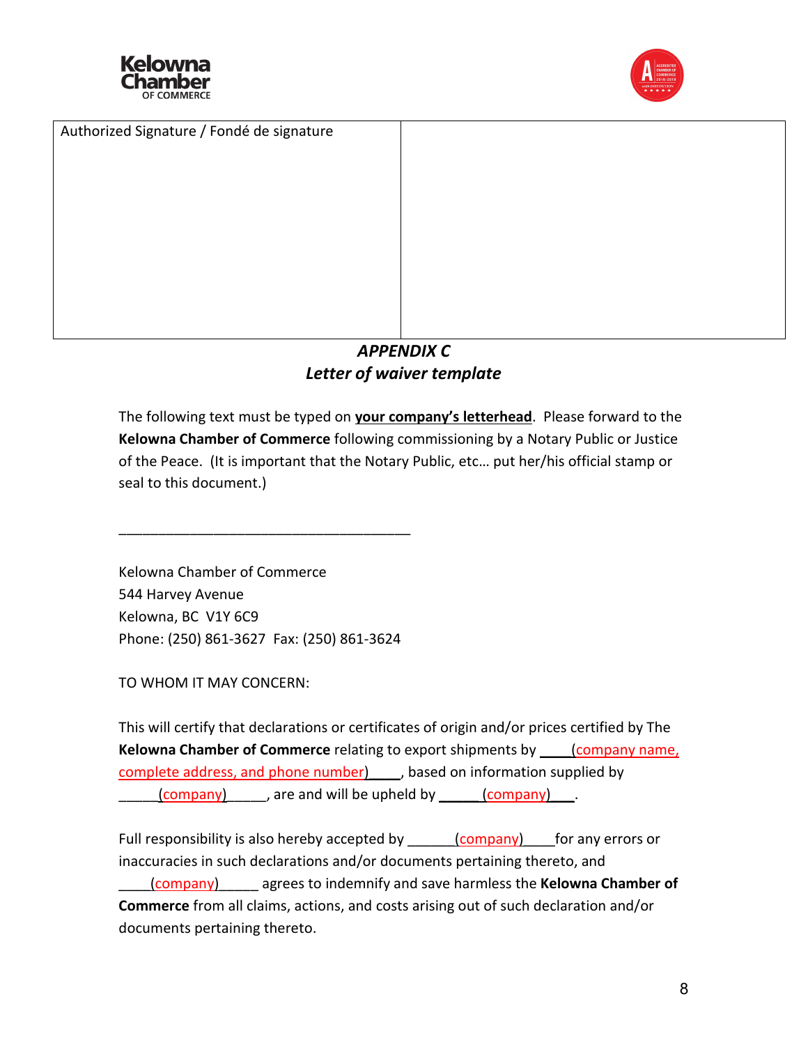| Authorized Signature / Fondé de signature | |
|---|---|
| | |

## *APPENDIX C*
## *Letter of waiver template*

The following text must be typed on **your company's letterhead**. Please forward to the **Kelowna Chamber of Commerce** following commissioning by a Notary Public or Justice of the Peace. (It is important that the Notary Public, etc… put her/his official stamp or seal to this document.)

\_\_\_\_\_\_\_\_\_\_\_\_\_\_\_\_\_\_\_\_\_\_\_\_\_\_\_\_\_\_\_\_\_\_\_\_\_

Kelowna Chamber of Commerce
544 Harvey Avenue
Kelowna, BC V1Y 6C9
Phone: (250) 861-3627 Fax: (250) 861-3624

TO WHOM IT MAY CONCERN:

This will certify that declarations or certificates of origin and/or prices certified by The **Kelowna Chamber of Commerce** relating to export shipments by \_\_\_\_(company name, complete address, and phone number)\_\_\_\_, based on information supplied by \_\_\_\_\_(company)\_\_\_\_\_, are and will be upheld by \_\_\_\_\_\_(company)\_\_\_.

Full responsibility is also hereby accepted by \_\_\_\_\_\_(company)\_\_\_\_for any errors or inaccuracies in such declarations and/or documents pertaining thereto, and \_\_\_\_(company)\_\_\_\_\_ agrees to indemnify and save harmless the **Kelowna Chamber of Commerce** from all claims, actions, and costs arising out of such declaration and/or documents pertaining thereto.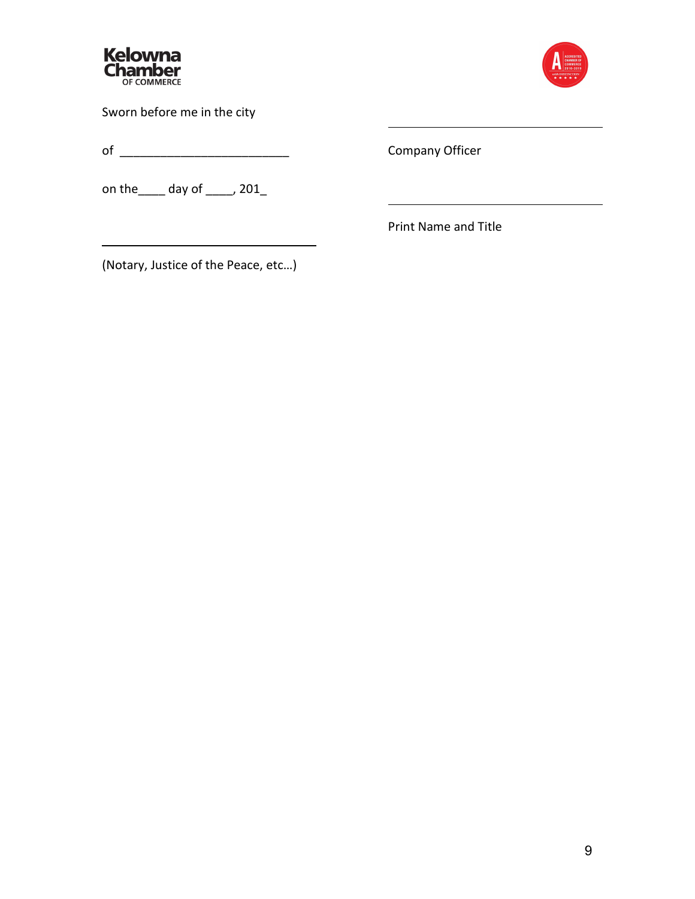Sworn before me in the city

of ___________________________

on the____ day of ____, 201_

\_\_\_\_\_\_\_\_\_\_\_\_\_\_\_\_\_\_\_\_\_\_\_\_\_\_\_\_\_\_\_\_\_\_

(Notary, Justice of the Peace, etc…)

\_\_\_\_\_\_\_\_\_\_\_\_\_\_\_\_\_\_\_\_\_\_\_\_\_\_\_\_\_\_\_\_\_\_

Company Officer

\_\_\_\_\_\_\_\_\_\_\_\_\_\_\_\_\_\_\_\_\_\_\_\_\_\_\_\_\_\_\_\_\_\_

Print Name and Title